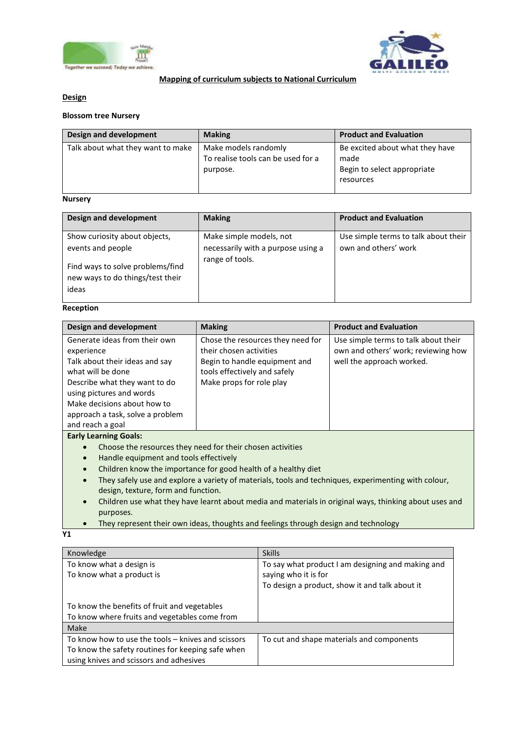# Mapping of curriculum subjects to National Curriculum

## Design

### Blossom tree Nursery

| Design and development | Making | Product and Evaluation |
|---|---|---|
| Talk about what they want to make | Make models randomly<br>To realise tools can be used for a purpose. | Be excited about what they have made<br>Begin to select appropriate resources |

### Nursery

| Design and development | Making | Product and Evaluation |
|---|---|---|
| Show curiosity about objects, events and people<br><br>Find ways to solve problems/find new ways to do things/test their ideas | Make simple models, not necessarily with a purpose using a range of tools. | Use simple terms to talk about their own and others' work |

### Reception

| Design and development | Making | Product and Evaluation |
|---|---|---|
| Generate ideas from their own experience<br>Talk about their ideas and say what will be done<br>Describe what they want to do using pictures and words<br>Make decisions about how to approach a task, solve a problem and reach a goal | Chose the resources they need for their chosen activities<br>Begin to handle equipment and tools effectively and safely<br>Make props for role play | Use simple terms to talk about their own and others' work; reviewing how well the approach worked. |

**Early Learning Goals:**

- Choose the resources they need for their chosen activities
- Handle equipment and tools effectively
- Children know the importance for good health of a healthy diet
- They safely use and explore a variety of materials, tools and techniques, experimenting with colour, design, texture, form and function.
- Children use what they have learnt about media and materials in original ways, thinking about uses and purposes.
- They represent their own ideas, thoughts and feelings through design and technology

### Y1

| Knowledge | Skills |
|---|---|
| To know what a design is<br>To know what a product is<br><br><br>To know the benefits of fruit and vegetables<br>To know where fruits and vegetables come from | To say what product I am designing and making and saying who it is for<br>To design a product, show it and talk about it |
| Make | |
| To know how to use the tools – knives and scissors<br>To know the safety routines for keeping safe when using knives and scissors and adhesives | To cut and shape materials and components |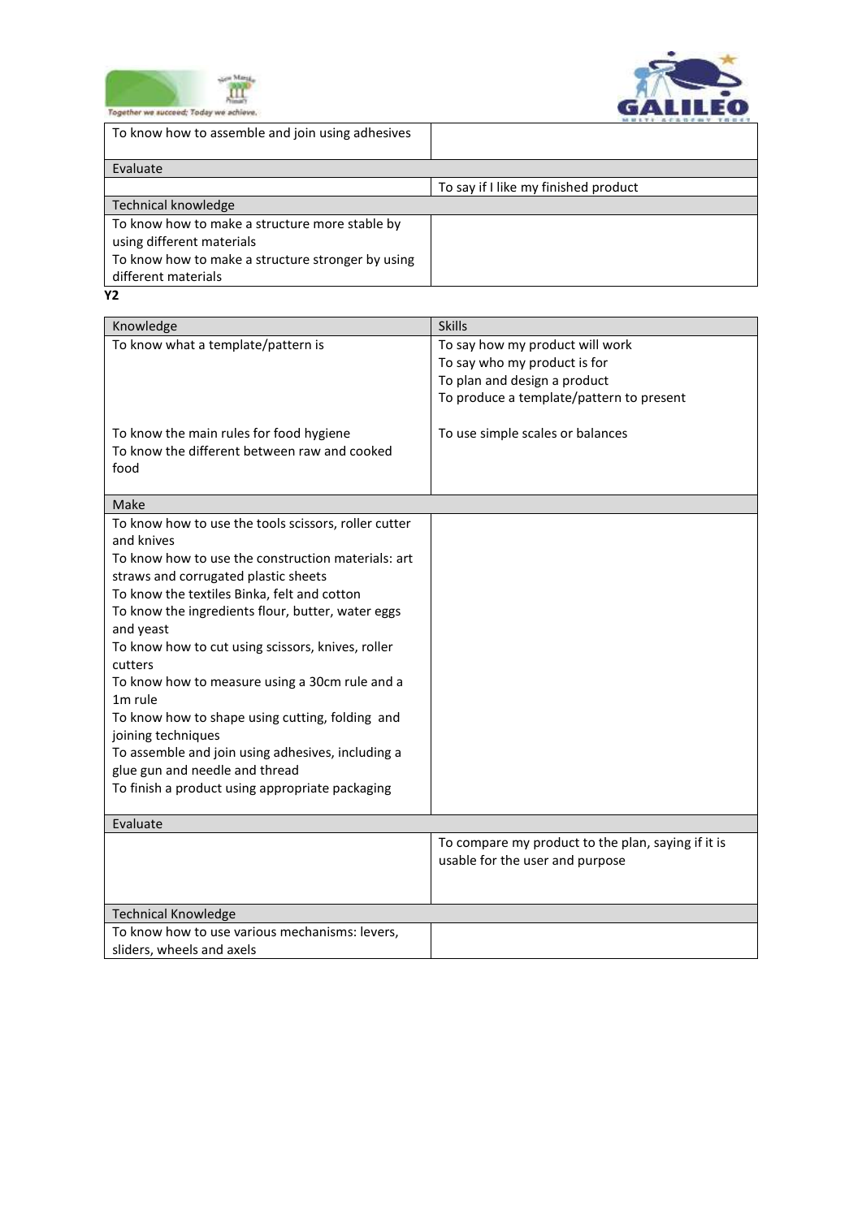| | |
|---|---|
| To know how to assemble and join using adhesives | |
| **Evaluate** | |
| | To say if I like my finished product |
| **Technical knowledge** | |
| To know how to make a structure more stable by using different materials<br>To know how to make a structure stronger by using different materials | |

**Y2**

| Knowledge | Skills |
|---|---|
| To know what a template/pattern is | To say how my product will work<br>To say who my product is for<br>To plan and design a product<br>To produce a template/pattern to present |
| To know the main rules for food hygiene<br>To know the different between raw and cooked food | To use simple scales or balances |
| **Make** | |
| To know how to use the tools scissors, roller cutter and knives<br>To know how to use the construction materials: art straws and corrugated plastic sheets<br>To know the textiles Binka, felt and cotton<br>To know the ingredients flour, butter, water eggs and yeast<br>To know how to cut using scissors, knives, roller cutters<br>To know how to measure using a 30cm rule and a 1m rule<br>To know how to shape using cutting, folding and joining techniques<br>To assemble and join using adhesives, including a glue gun and needle and thread<br>To finish a product using appropriate packaging | |
| **Evaluate** | |
| | To compare my product to the plan, saying if it is usable for the user and purpose |
| **Technical Knowledge** | |
| To know how to use various mechanisms: levers, sliders, wheels and axels | |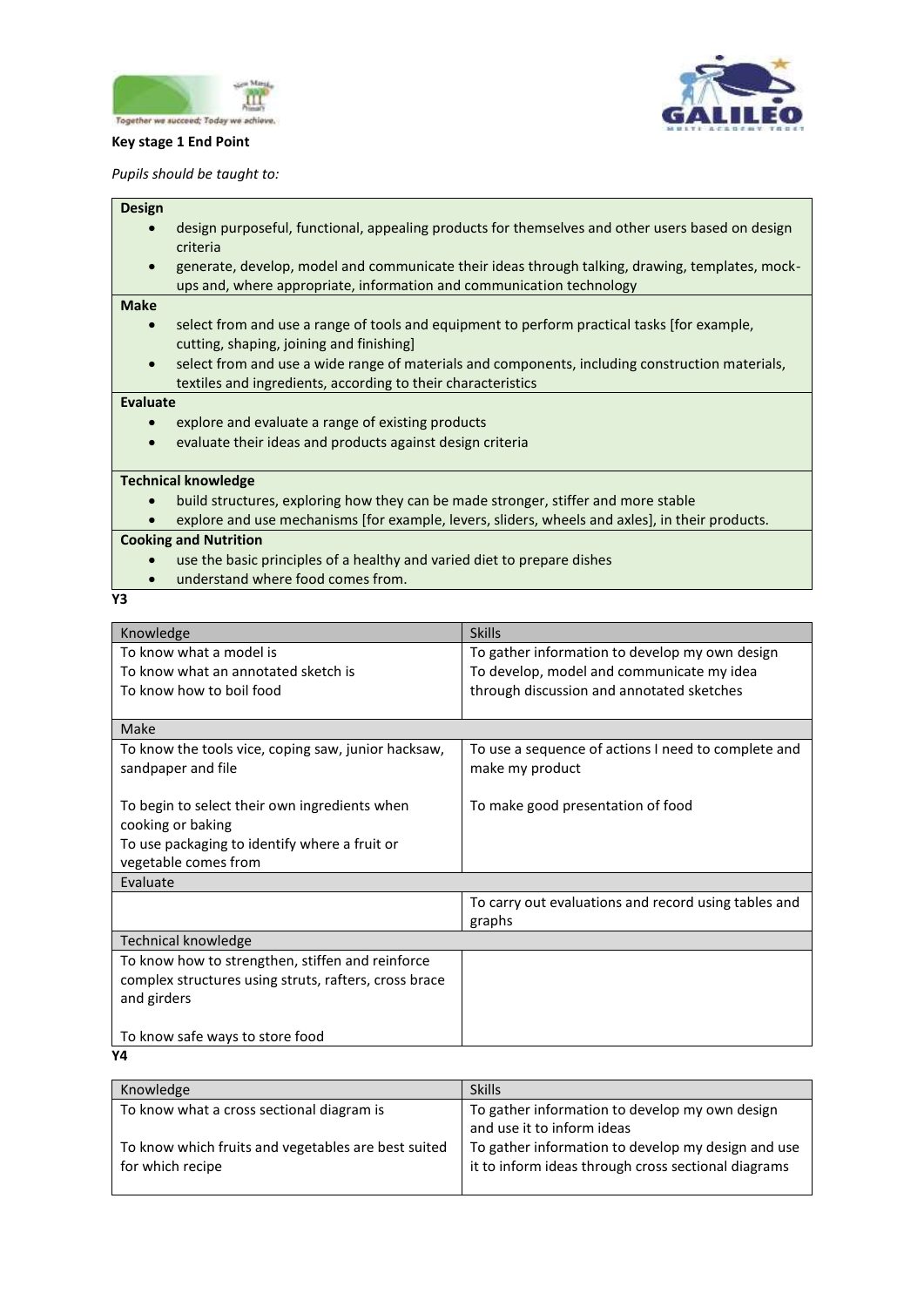Together we succeed; Today we achieve.

**Key stage 1 End Point**

*Pupils should be taught to:*

**Design**

- design purposeful, functional, appealing products for themselves and other users based on design criteria
- generate, develop, model and communicate their ideas through talking, drawing, templates, mock-ups and, where appropriate, information and communication technology

**Make**

- select from and use a range of tools and equipment to perform practical tasks [for example, cutting, shaping, joining and finishing]
- select from and use a wide range of materials and components, including construction materials, textiles and ingredients, according to their characteristics

**Evaluate**

- explore and evaluate a range of existing products
- evaluate their ideas and products against design criteria

**Technical knowledge**

- build structures, exploring how they can be made stronger, stiffer and more stable
- explore and use mechanisms [for example, levers, sliders, wheels and axles], in their products.

**Cooking and Nutrition**

- use the basic principles of a healthy and varied diet to prepare dishes
- understand where food comes from.

**Y3**

| Knowledge | Skills |
|---|---|
| To know what a model is<br>To know what an annotated sketch is<br>To know how to boil food | To gather information to develop my own design<br>To develop, model and communicate my idea through discussion and annotated sketches |
| Make | |
| To know the tools vice, coping saw, junior hacksaw, sandpaper and file<br><br>To begin to select their own ingredients when cooking or baking<br>To use packaging to identify where a fruit or vegetable comes from | To use a sequence of actions I need to complete and make my product<br><br>To make good presentation of food |
| Evaluate | |
| | To carry out evaluations and record using tables and graphs |
| Technical knowledge | |
| To know how to strengthen, stiffen and reinforce complex structures using struts, rafters, cross brace and girders<br><br>To know safe ways to store food | |

**Y4**

| Knowledge | Skills |
|---|---|
| To know what a cross sectional diagram is<br><br>To know which fruits and vegetables are best suited for which recipe | To gather information to develop my own design and use it to inform ideas<br>To gather information to develop my design and use it to inform ideas through cross sectional diagrams |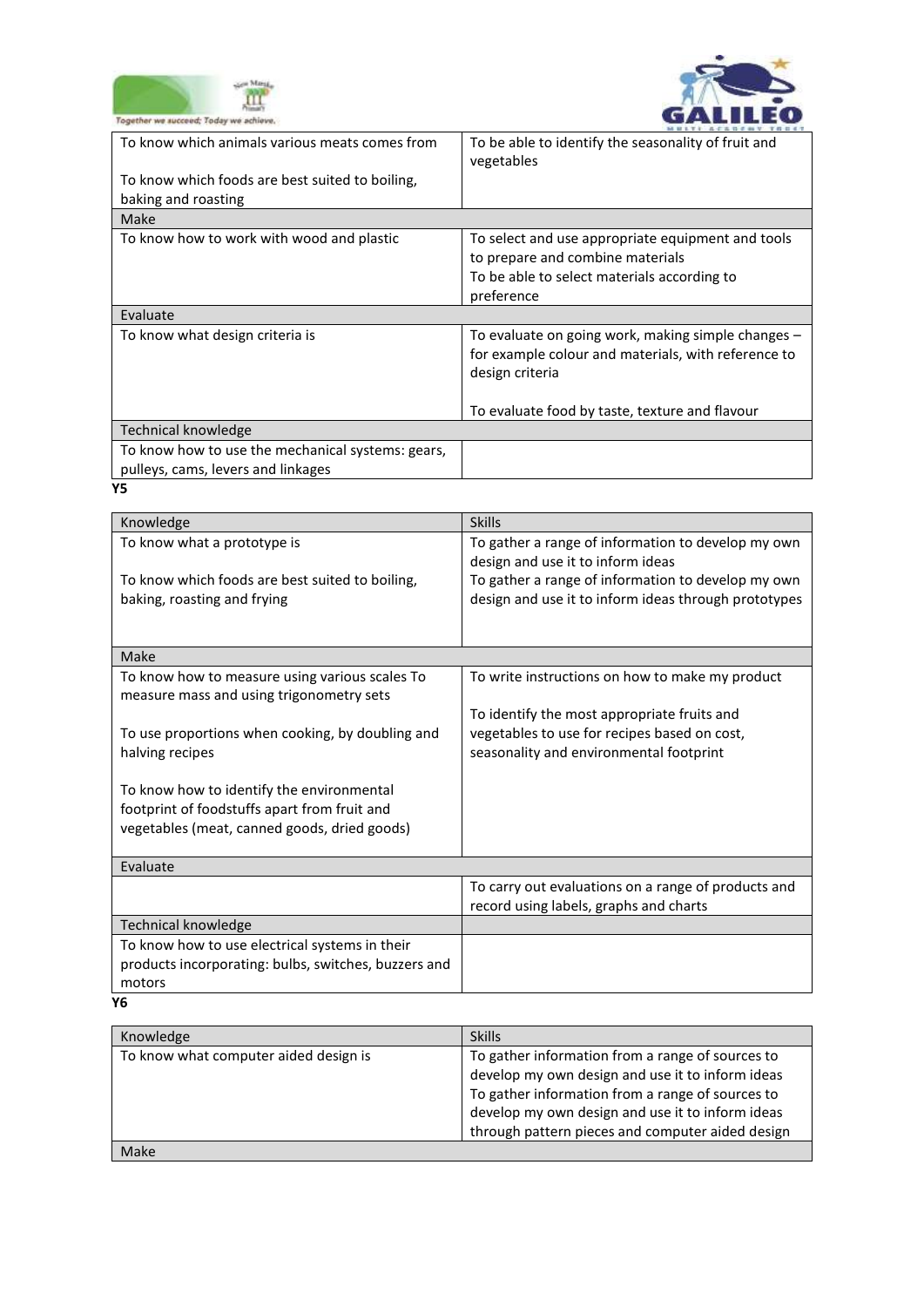| | |
|---|---|
| To know which animals various meats comes from<br><br>To know which foods are best suited to boiling, baking and roasting | To be able to identify the seasonality of fruit and vegetables |
| **Make** | |
| To know how to work with wood and plastic | To select and use appropriate equipment and tools to prepare and combine materials<br>To be able to select materials according to preference |
| **Evaluate** | |
| To know what design criteria is | To evaluate on going work, making simple changes – for example colour and materials, with reference to design criteria<br><br>To evaluate food by taste, texture and flavour |
| **Technical knowledge** | |
| To know how to use the mechanical systems: gears, pulleys, cams, levers and linkages | |

**Y5**

| Knowledge | Skills |
|---|---|
| To know what a prototype is<br><br>To know which foods are best suited to boiling, baking, roasting and frying | To gather a range of information to develop my own design and use it to inform ideas<br>To gather a range of information to develop my own design and use it to inform ideas through prototypes |
| **Make** | |
| To know how to measure using various scales To measure mass and using trigonometry sets<br><br>To use proportions when cooking, by doubling and halving recipes<br><br>To know how to identify the environmental footprint of foodstuffs apart from fruit and vegetables (meat, canned goods, dried goods) | To write instructions on how to make my product<br><br>To identify the most appropriate fruits and vegetables to use for recipes based on cost, seasonality and environmental footprint |
| **Evaluate** | |
| | To carry out evaluations on a range of products and record using labels, graphs and charts |
| **Technical knowledge** | |
| To know how to use electrical systems in their products incorporating: bulbs, switches, buzzers and motors | |

**Y6**

| Knowledge | Skills |
|---|---|
| To know what computer aided design is | To gather information from a range of sources to develop my own design and use it to inform ideas<br>To gather information from a range of sources to develop my own design and use it to inform ideas through pattern pieces and computer aided design |
| **Make** | |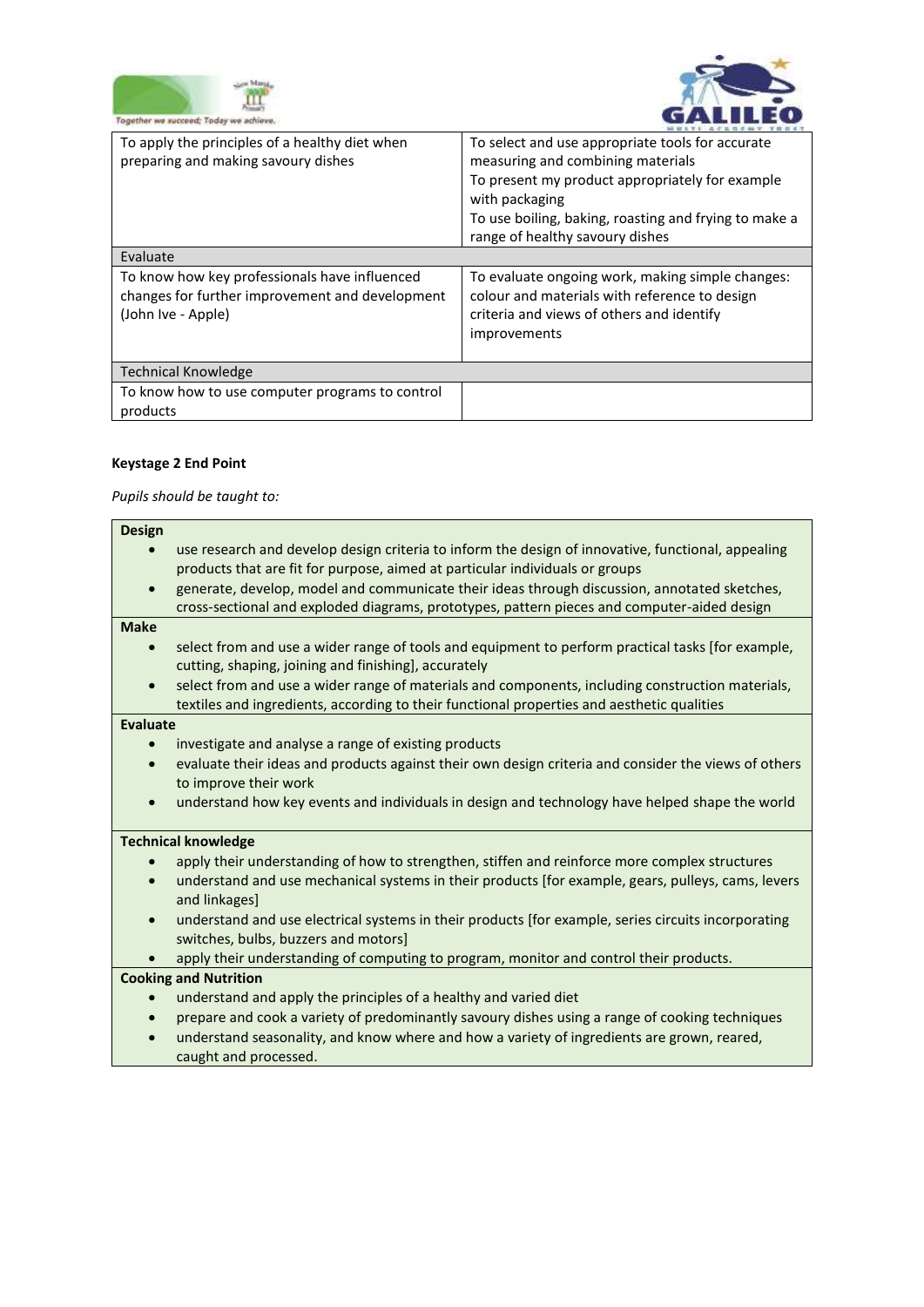| | |
|---|---|
| To apply the principles of a healthy diet when preparing and making savoury dishes | To select and use appropriate tools for accurate measuring and combining materials<br>To present my product appropriately for example with packaging<br>To use boiling, baking, roasting and frying to make a range of healthy savoury dishes |
| Evaluate | |
| To know how key professionals have influenced changes for further improvement and development (John Ive - Apple) | To evaluate ongoing work, making simple changes: colour and materials with reference to design criteria and views of others and identify improvements |
| Technical Knowledge | |
| To know how to use computer programs to control products | |

**Keystage 2 End Point**

*Pupils should be taught to:*

**Design**

- use research and develop design criteria to inform the design of innovative, functional, appealing products that are fit for purpose, aimed at particular individuals or groups
- generate, develop, model and communicate their ideas through discussion, annotated sketches, cross-sectional and exploded diagrams, prototypes, pattern pieces and computer-aided design

**Make**

- select from and use a wider range of tools and equipment to perform practical tasks [for example, cutting, shaping, joining and finishing], accurately
- select from and use a wider range of materials and components, including construction materials, textiles and ingredients, according to their functional properties and aesthetic qualities

**Evaluate**

- investigate and analyse a range of existing products
- evaluate their ideas and products against their own design criteria and consider the views of others to improve their work
- understand how key events and individuals in design and technology have helped shape the world

**Technical knowledge**

- apply their understanding of how to strengthen, stiffen and reinforce more complex structures
- understand and use mechanical systems in their products [for example, gears, pulleys, cams, levers and linkages]
- understand and use electrical systems in their products [for example, series circuits incorporating switches, bulbs, buzzers and motors]
- apply their understanding of computing to program, monitor and control their products.

**Cooking and Nutrition**

- understand and apply the principles of a healthy and varied diet
- prepare and cook a variety of predominantly savoury dishes using a range of cooking techniques
- understand seasonality, and know where and how a variety of ingredients are grown, reared, caught and processed.